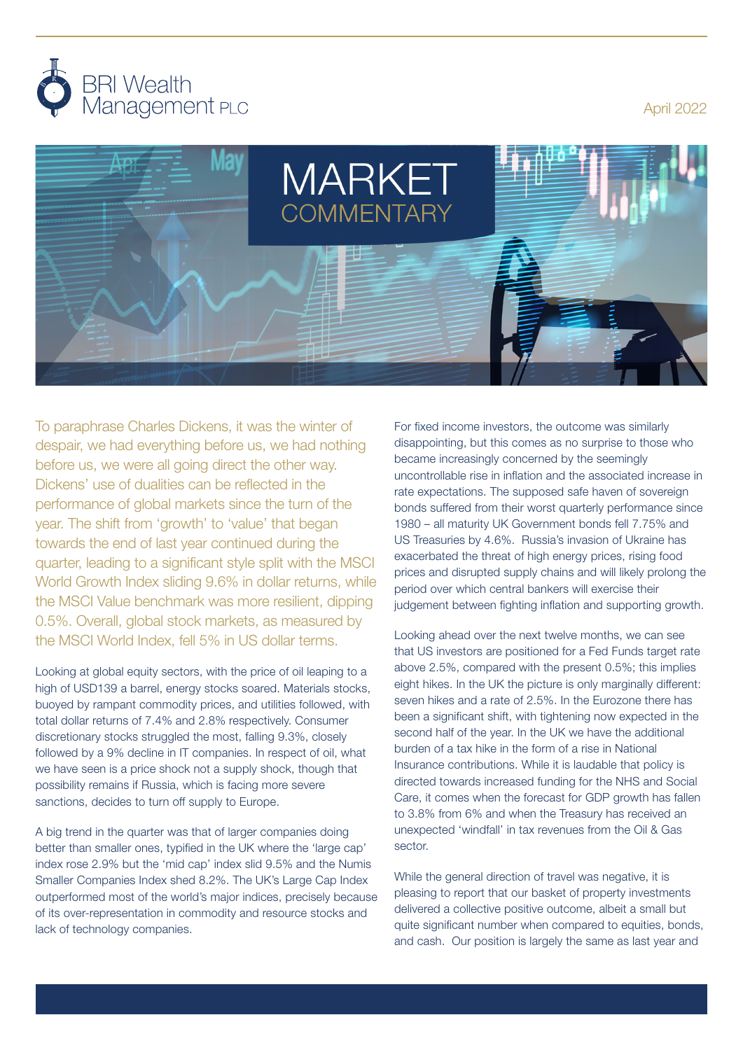BRI Wealth Management PLC

April 2022

# MARKET COMMENTARY

To paraphrase Charles Dickens, it was the winter of despair, we had everything before us, we had nothing before us, we were all going direct the other way. Dickens' use of dualities can be reflected in the performance of global markets since the turn of the year. The shift from 'growth' to 'value' that began towards the end of last year continued during the quarter, leading to a significant style split with the MSCI World Growth Index sliding 9.6% in dollar returns, while the MSCI Value benchmark was more resilient, dipping 0.5%. Overall, global stock markets, as measured by the MSCI World Index, fell 5% in US dollar terms.

Looking at global equity sectors, with the price of oil leaping to a high of USD139 a barrel, energy stocks soared. Materials stocks, buoyed by rampant commodity prices, and utilities followed, with total dollar returns of 7.4% and 2.8% respectively. Consumer discretionary stocks struggled the most, falling 9.3%, closely followed by a 9% decline in IT companies. In respect of oil, what we have seen is a price shock not a supply shock, though that possibility remains if Russia, which is facing more severe sanctions, decides to turn off supply to Europe.

A big trend in the quarter was that of larger companies doing better than smaller ones, typified in the UK where the 'large cap' index rose 2.9% but the 'mid cap' index slid 9.5% and the Numis Smaller Companies Index shed 8.2%. The UK's Large Cap Index outperformed most of the world's major indices, precisely because of its over-representation in commodity and resource stocks and lack of technology companies.

For fixed income investors, the outcome was similarly disappointing, but this comes as no surprise to those who became increasingly concerned by the seemingly uncontrollable rise in inflation and the associated increase in rate expectations. The supposed safe haven of sovereign bonds suffered from their worst quarterly performance since 1980 – all maturity UK Government bonds fell 7.75% and US Treasuries by 4.6%. Russia's invasion of Ukraine has exacerbated the threat of high energy prices, rising food prices and disrupted supply chains and will likely prolong the period over which central bankers will exercise their judgement between fighting inflation and supporting growth.

Looking ahead over the next twelve months, we can see that US investors are positioned for a Fed Funds target rate above 2.5%, compared with the present 0.5%; this implies eight hikes. In the UK the picture is only marginally different: seven hikes and a rate of 2.5%. In the Eurozone there has been a significant shift, with tightening now expected in the second half of the year. In the UK we have the additional burden of a tax hike in the form of a rise in National Insurance contributions. While it is laudable that policy is directed towards increased funding for the NHS and Social Care, it comes when the forecast for GDP growth has fallen to 3.8% from 6% and when the Treasury has received an unexpected 'windfall' in tax revenues from the Oil & Gas sector.

While the general direction of travel was negative, it is pleasing to report that our basket of property investments delivered a collective positive outcome, albeit a small but quite significant number when compared to equities, bonds, and cash. Our position is largely the same as last year and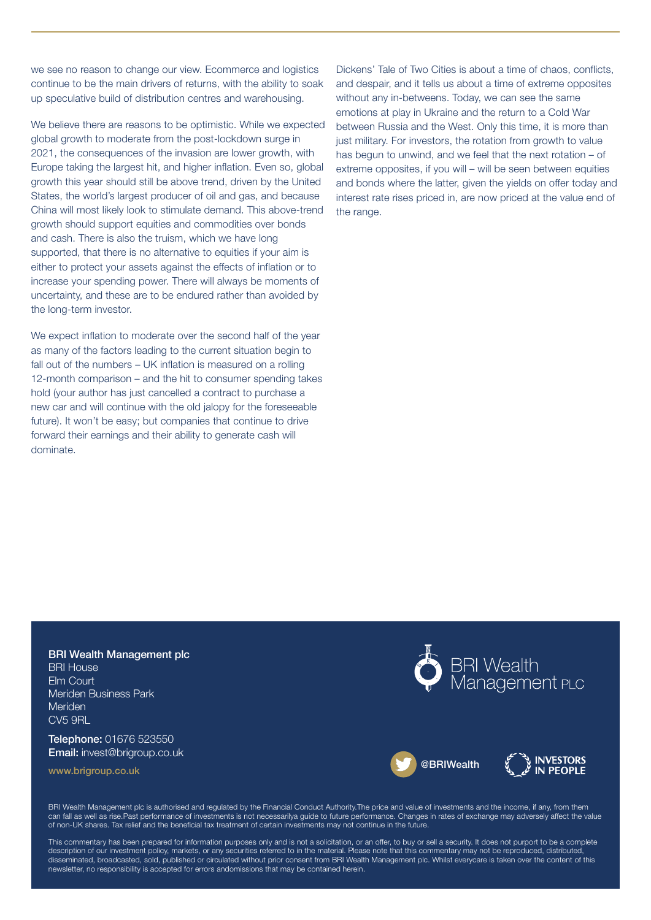we see no reason to change our view. Ecommerce and logistics continue to be the main drivers of returns, with the ability to soak up speculative build of distribution centres and warehousing.

We believe there are reasons to be optimistic. While we expected global growth to moderate from the post-lockdown surge in 2021, the consequences of the invasion are lower growth, with Europe taking the largest hit, and higher inflation. Even so, global growth this year should still be above trend, driven by the United States, the world's largest producer of oil and gas, and because China will most likely look to stimulate demand. This above-trend growth should support equities and commodities over bonds and cash. There is also the truism, which we have long supported, that there is no alternative to equities if your aim is either to protect your assets against the effects of inflation or to increase your spending power. There will always be moments of uncertainty, and these are to be endured rather than avoided by the long-term investor.

We expect inflation to moderate over the second half of the year as many of the factors leading to the current situation begin to fall out of the numbers – UK inflation is measured on a rolling 12-month comparison – and the hit to consumer spending takes hold (your author has just cancelled a contract to purchase a new car and will continue with the old jalopy for the foreseeable future). It won't be easy; but companies that continue to drive forward their earnings and their ability to generate cash will dominate.

Dickens' Tale of Two Cities is about a time of chaos, conflicts, and despair, and it tells us about a time of extreme opposites without any in-betweens. Today, we can see the same emotions at play in Ukraine and the return to a Cold War between Russia and the West. Only this time, it is more than just military. For investors, the rotation from growth to value has begun to unwind, and we feel that the next rotation – of extreme opposites, if you will – will be seen between equities and bonds where the latter, given the yields on offer today and interest rate rises priced in, are now priced at the value end of the range.

**BRI Wealth Management plc**
BRI House
Elm Court
Meriden Business Park
Meriden
CV5 9RL

**Telephone:** 01676 523550
**Email:** invest@brigroup.co.uk

www.brigroup.co.uk

BRI Wealth Management PLC

@BRIWealth

INVESTORS IN PEOPLE

BRI Wealth Management plc is authorised and regulated by the Financial Conduct Authority.The price and value of investments and the income, if any, from them can fall as well as rise.Past performance of investments is not necessarilya guide to future performance. Changes in rates of exchange may adversely affect the value of non-UK shares. Tax relief and the beneficial tax treatment of certain investments may not continue in the future.

This commentary has been prepared for information purposes only and is not a solicitation, or an offer, to buy or sell a security. It does not purport to be a complete description of our investment policy, markets, or any securities referred to in the material. Please note that this commentary may not be reproduced, distributed, disseminated, broadcasted, sold, published or circulated without prior consent from BRI Wealth Management plc. Whilst everycare is taken over the content of this newsletter, no responsibility is accepted for errors andomissions that may be contained herein.